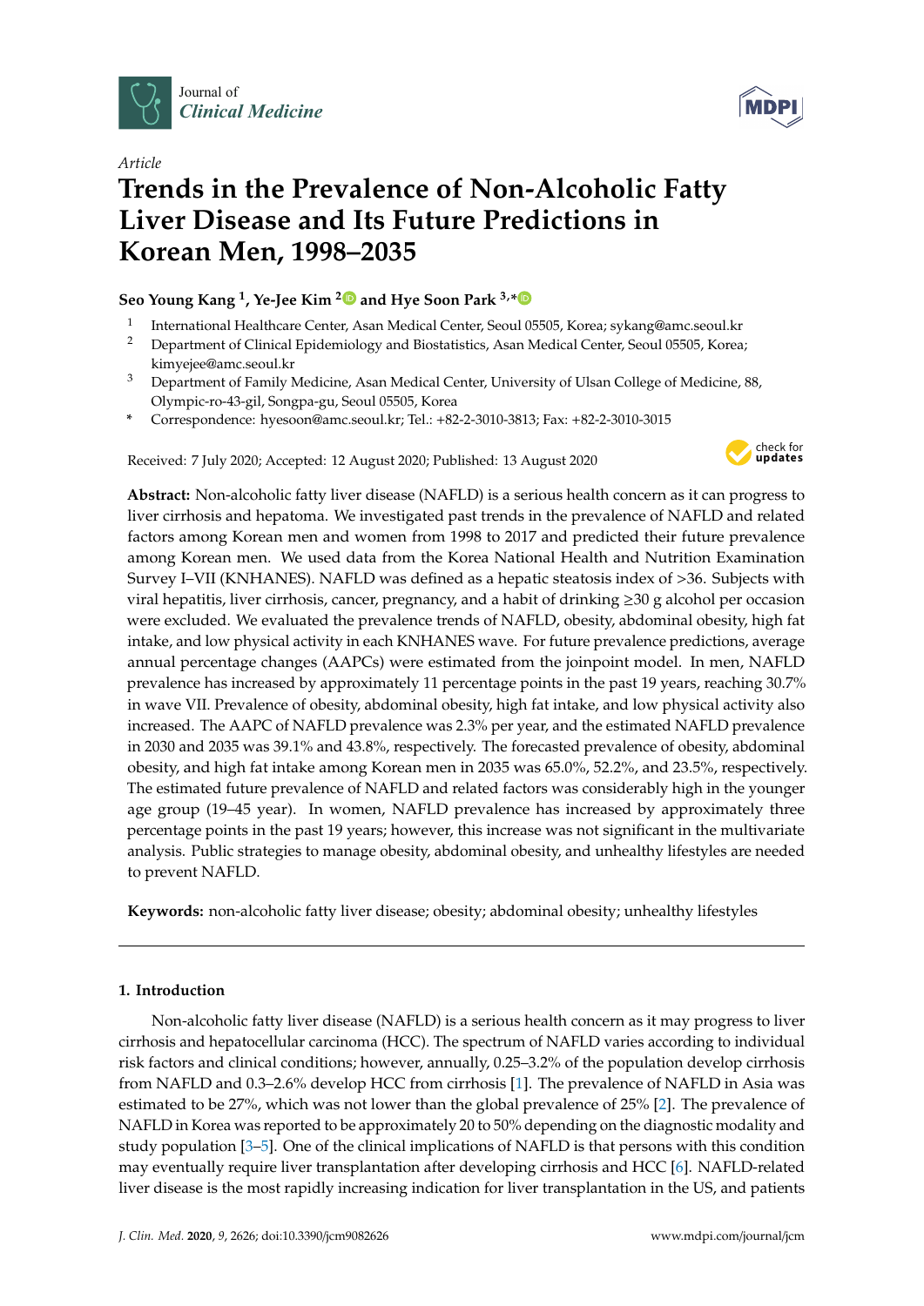Article

# Trends in the Prevalence of Non-Alcoholic Fatty Liver Disease and Its Future Predictions in Korean Men, 1998–2035

**Seo Young Kang [1], Ye-Jee Kim [2] and Hye Soon Park [3,*]**

[1] International Healthcare Center, Asan Medical Center, Seoul 05505, Korea; sykang@amc.seoul.kr
[2] Department of Clinical Epidemiology and Biostatistics, Asan Medical Center, Seoul 05505, Korea; kimyejee@amc.seoul.kr
[3] Department of Family Medicine, Asan Medical Center, University of Ulsan College of Medicine, 88, Olympic-ro-43-gil, Songpa-gu, Seoul 05505, Korea
\* Correspondence: hyesoon@amc.seoul.kr; Tel.: +82-2-3010-3813; Fax: +82-2-3010-3015

Received: 7 July 2020; Accepted: 12 August 2020; Published: 13 August 2020

**Abstract:** Non-alcoholic fatty liver disease (NAFLD) is a serious health concern as it can progress to liver cirrhosis and hepatoma. We investigated past trends in the prevalence of NAFLD and related factors among Korean men and women from 1998 to 2017 and predicted their future prevalence among Korean men. We used data from the Korea National Health and Nutrition Examination Survey I–VII (KNHANES). NAFLD was defined as a hepatic steatosis index of >36. Subjects with viral hepatitis, liver cirrhosis, cancer, pregnancy, and a habit of drinking ≥30 g alcohol per occasion were excluded. We evaluated the prevalence trends of NAFLD, obesity, abdominal obesity, high fat intake, and low physical activity in each KNHANES wave. For future prevalence predictions, average annual percentage changes (AAPCs) were estimated from the joinpoint model. In men, NAFLD prevalence has increased by approximately 11 percentage points in the past 19 years, reaching 30.7% in wave VII. Prevalence of obesity, abdominal obesity, high fat intake, and low physical activity also increased. The AAPC of NAFLD prevalence was 2.3% per year, and the estimated NAFLD prevalence in 2030 and 2035 was 39.1% and 43.8%, respectively. The forecasted prevalence of obesity, abdominal obesity, and high fat intake among Korean men in 2035 was 65.0%, 52.2%, and 23.5%, respectively. The estimated future prevalence of NAFLD and related factors was considerably high in the younger age group (19–45 year). In women, NAFLD prevalence has increased by approximately three percentage points in the past 19 years; however, this increase was not significant in the multivariate analysis. Public strategies to manage obesity, abdominal obesity, and unhealthy lifestyles are needed to prevent NAFLD.

**Keywords:** non-alcoholic fatty liver disease; obesity; abdominal obesity; unhealthy lifestyles

## 1. Introduction

Non-alcoholic fatty liver disease (NAFLD) is a serious health concern as it may progress to liver cirrhosis and hepatocellular carcinoma (HCC). The spectrum of NAFLD varies according to individual risk factors and clinical conditions; however, annually, 0.25–3.2% of the population develop cirrhosis from NAFLD and 0.3–2.6% develop HCC from cirrhosis [1]. The prevalence of NAFLD in Asia was estimated to be 27%, which was not lower than the global prevalence of 25% [2]. The prevalence of NAFLD in Korea was reported to be approximately 20 to 50% depending on the diagnostic modality and study population [3–5]. One of the clinical implications of NAFLD is that persons with this condition may eventually require liver transplantation after developing cirrhosis and HCC [6]. NAFLD-related liver disease is the most rapidly increasing indication for liver transplantation in the US, and patients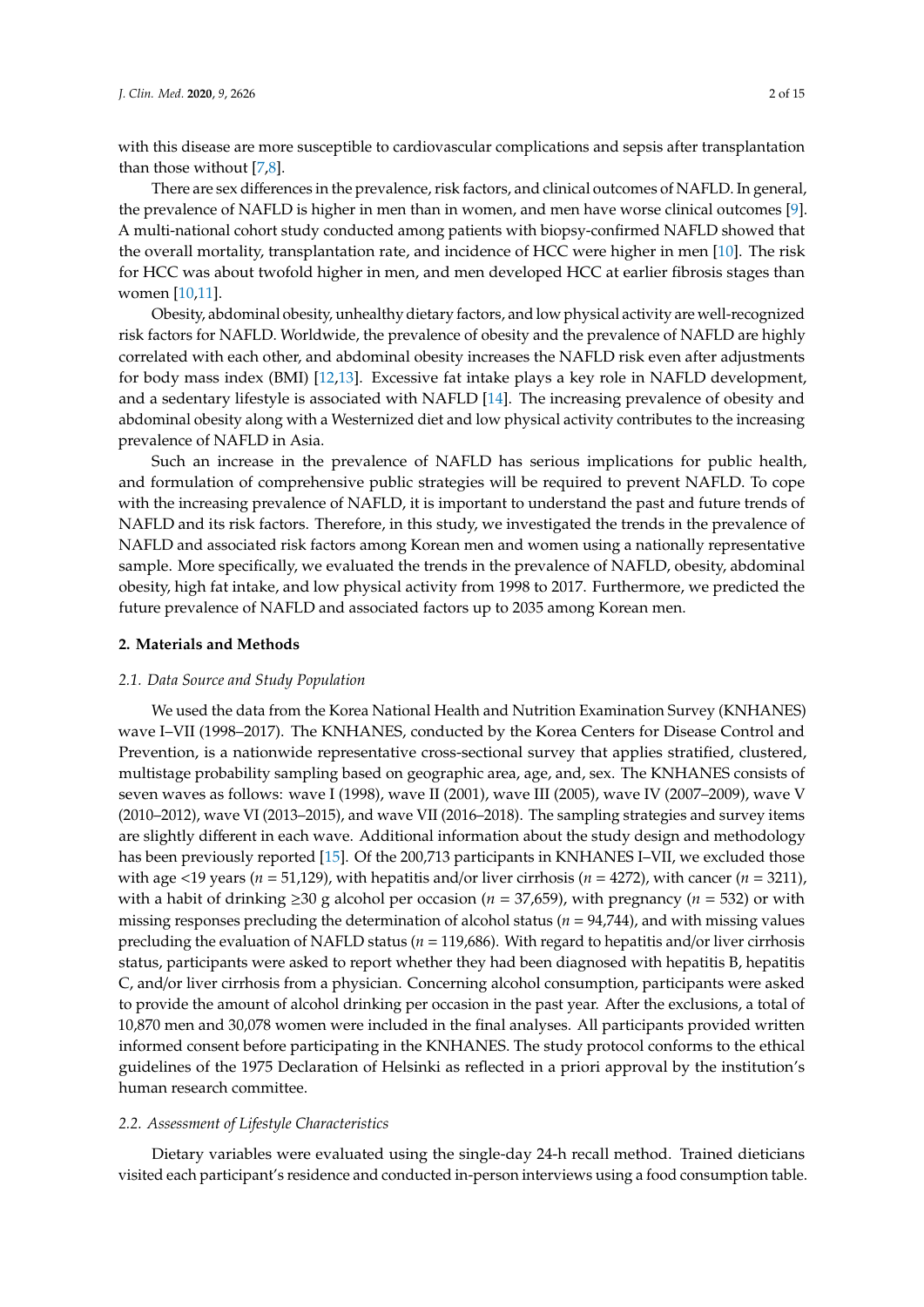with this disease are more susceptible to cardiovascular complications and sepsis after transplantation than those without [7,8].

There are sex differences in the prevalence, risk factors, and clinical outcomes of NAFLD. In general, the prevalence of NAFLD is higher in men than in women, and men have worse clinical outcomes [9]. A multi-national cohort study conducted among patients with biopsy-confirmed NAFLD showed that the overall mortality, transplantation rate, and incidence of HCC were higher in men [10]. The risk for HCC was about twofold higher in men, and men developed HCC at earlier fibrosis stages than women [10,11].

Obesity, abdominal obesity, unhealthy dietary factors, and low physical activity are well-recognized risk factors for NAFLD. Worldwide, the prevalence of obesity and the prevalence of NAFLD are highly correlated with each other, and abdominal obesity increases the NAFLD risk even after adjustments for body mass index (BMI) [12,13]. Excessive fat intake plays a key role in NAFLD development, and a sedentary lifestyle is associated with NAFLD [14]. The increasing prevalence of obesity and abdominal obesity along with a Westernized diet and low physical activity contributes to the increasing prevalence of NAFLD in Asia.

Such an increase in the prevalence of NAFLD has serious implications for public health, and formulation of comprehensive public strategies will be required to prevent NAFLD. To cope with the increasing prevalence of NAFLD, it is important to understand the past and future trends of NAFLD and its risk factors. Therefore, in this study, we investigated the trends in the prevalence of NAFLD and associated risk factors among Korean men and women using a nationally representative sample. More specifically, we evaluated the trends in the prevalence of NAFLD, obesity, abdominal obesity, high fat intake, and low physical activity from 1998 to 2017. Furthermore, we predicted the future prevalence of NAFLD and associated factors up to 2035 among Korean men.

## 2. Materials and Methods

### 2.1. Data Source and Study Population

We used the data from the Korea National Health and Nutrition Examination Survey (KNHANES) wave I–VII (1998–2017). The KNHANES, conducted by the Korea Centers for Disease Control and Prevention, is a nationwide representative cross-sectional survey that applies stratified, clustered, multistage probability sampling based on geographic area, age, and, sex. The KNHANES consists of seven waves as follows: wave I (1998), wave II (2001), wave III (2005), wave IV (2007–2009), wave V (2010–2012), wave VI (2013–2015), and wave VII (2016–2018). The sampling strategies and survey items are slightly different in each wave. Additional information about the study design and methodology has been previously reported [15]. Of the 200,713 participants in KNHANES I–VII, we excluded those with age <19 years ($n$ = 51,129), with hepatitis and/or liver cirrhosis ($n$ = 4272), with cancer ($n$ = 3211), with a habit of drinking ≥30 g alcohol per occasion ($n$ = 37,659), with pregnancy ($n$ = 532) or with missing responses precluding the determination of alcohol status ($n$ = 94,744), and with missing values precluding the evaluation of NAFLD status ($n$ = 119,686). With regard to hepatitis and/or liver cirrhosis status, participants were asked to report whether they had been diagnosed with hepatitis B, hepatitis C, and/or liver cirrhosis from a physician. Concerning alcohol consumption, participants were asked to provide the amount of alcohol drinking per occasion in the past year. After the exclusions, a total of 10,870 men and 30,078 women were included in the final analyses. All participants provided written informed consent before participating in the KNHANES. The study protocol conforms to the ethical guidelines of the 1975 Declaration of Helsinki as reflected in a priori approval by the institution's human research committee.

### 2.2. Assessment of Lifestyle Characteristics

Dietary variables were evaluated using the single-day 24-h recall method. Trained dieticians visited each participant's residence and conducted in-person interviews using a food consumption table.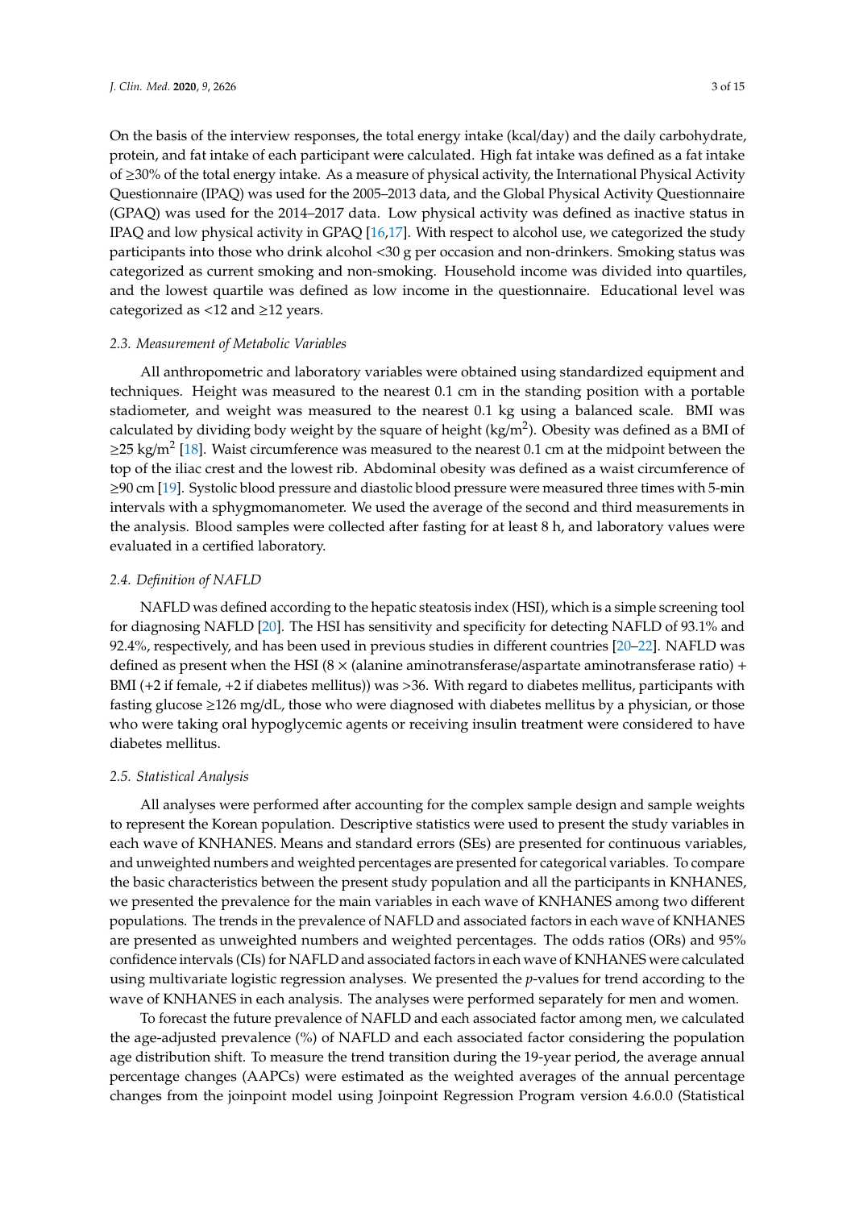On the basis of the interview responses, the total energy intake (kcal/day) and the daily carbohydrate, protein, and fat intake of each participant were calculated. High fat intake was defined as a fat intake of ≥30% of the total energy intake. As a measure of physical activity, the International Physical Activity Questionnaire (IPAQ) was used for the 2005–2013 data, and the Global Physical Activity Questionnaire (GPAQ) was used for the 2014–2017 data. Low physical activity was defined as inactive status in IPAQ and low physical activity in GPAQ [16,17]. With respect to alcohol use, we categorized the study participants into those who drink alcohol <30 g per occasion and non-drinkers. Smoking status was categorized as current smoking and non-smoking. Household income was divided into quartiles, and the lowest quartile was defined as low income in the questionnaire. Educational level was categorized as <12 and ≥12 years.

### 2.3. Measurement of Metabolic Variables

All anthropometric and laboratory variables were obtained using standardized equipment and techniques. Height was measured to the nearest 0.1 cm in the standing position with a portable stadiometer, and weight was measured to the nearest 0.1 kg using a balanced scale. BMI was calculated by dividing body weight by the square of height (kg/m$^2$). Obesity was defined as a BMI of ≥25 kg/m$^2$ [18]. Waist circumference was measured to the nearest 0.1 cm at the midpoint between the top of the iliac crest and the lowest rib. Abdominal obesity was defined as a waist circumference of ≥90 cm [19]. Systolic blood pressure and diastolic blood pressure were measured three times with 5-min intervals with a sphygmomanometer. We used the average of the second and third measurements in the analysis. Blood samples were collected after fasting for at least 8 h, and laboratory values were evaluated in a certified laboratory.

### 2.4. Definition of NAFLD

NAFLD was defined according to the hepatic steatosis index (HSI), which is a simple screening tool for diagnosing NAFLD [20]. The HSI has sensitivity and specificity for detecting NAFLD of 93.1% and 92.4%, respectively, and has been used in previous studies in different countries [20–22]. NAFLD was defined as present when the HSI (8 × (alanine aminotransferase/aspartate aminotransferase ratio) + BMI (+2 if female, +2 if diabetes mellitus)) was >36. With regard to diabetes mellitus, participants with fasting glucose ≥126 mg/dL, those who were diagnosed with diabetes mellitus by a physician, or those who were taking oral hypoglycemic agents or receiving insulin treatment were considered to have diabetes mellitus.

### 2.5. Statistical Analysis

All analyses were performed after accounting for the complex sample design and sample weights to represent the Korean population. Descriptive statistics were used to present the study variables in each wave of KNHANES. Means and standard errors (SEs) are presented for continuous variables, and unweighted numbers and weighted percentages are presented for categorical variables. To compare the basic characteristics between the present study population and all the participants in KNHANES, we presented the prevalence for the main variables in each wave of KNHANES among two different populations. The trends in the prevalence of NAFLD and associated factors in each wave of KNHANES are presented as unweighted numbers and weighted percentages. The odds ratios (ORs) and 95% confidence intervals (CIs) for NAFLD and associated factors in each wave of KNHANES were calculated using multivariate logistic regression analyses. We presented the $p$-values for trend according to the wave of KNHANES in each analysis. The analyses were performed separately for men and women.

To forecast the future prevalence of NAFLD and each associated factor among men, we calculated the age-adjusted prevalence (%) of NAFLD and each associated factor considering the population age distribution shift. To measure the trend transition during the 19-year period, the average annual percentage changes (AAPCs) were estimated as the weighted averages of the annual percentage changes from the joinpoint model using Joinpoint Regression Program version 4.6.0.0 (Statistical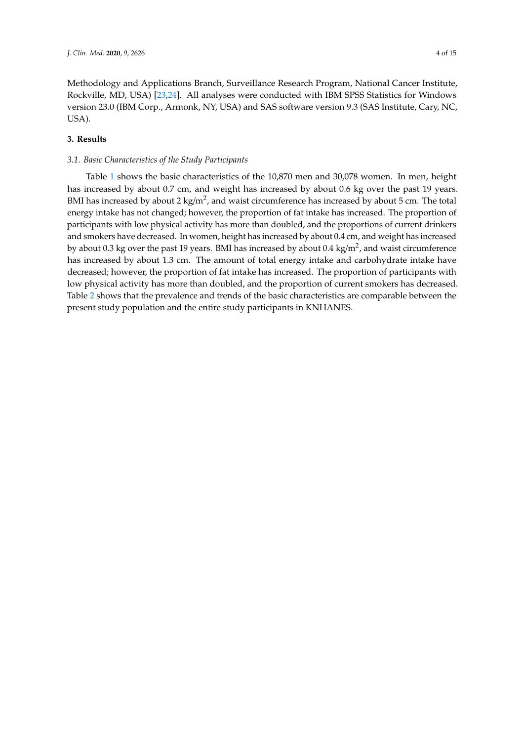Methodology and Applications Branch, Surveillance Research Program, National Cancer Institute, Rockville, MD, USA) [23,24]. All analyses were conducted with IBM SPSS Statistics for Windows version 23.0 (IBM Corp., Armonk, NY, USA) and SAS software version 9.3 (SAS Institute, Cary, NC, USA).

## 3. Results

### *3.1. Basic Characteristics of the Study Participants*

Table 1 shows the basic characteristics of the 10,870 men and 30,078 women. In men, height has increased by about 0.7 cm, and weight has increased by about 0.6 kg over the past 19 years. BMI has increased by about 2 kg/m$^2$, and waist circumference has increased by about 5 cm. The total energy intake has not changed; however, the proportion of fat intake has increased. The proportion of participants with low physical activity has more than doubled, and the proportions of current drinkers and smokers have decreased. In women, height has increased by about 0.4 cm, and weight has increased by about 0.3 kg over the past 19 years. BMI has increased by about 0.4 kg/m$^2$, and waist circumference has increased by about 1.3 cm. The amount of total energy intake and carbohydrate intake have decreased; however, the proportion of fat intake has increased. The proportion of participants with low physical activity has more than doubled, and the proportion of current smokers has decreased. Table 2 shows that the prevalence and trends of the basic characteristics are comparable between the present study population and the entire study participants in KNHANES.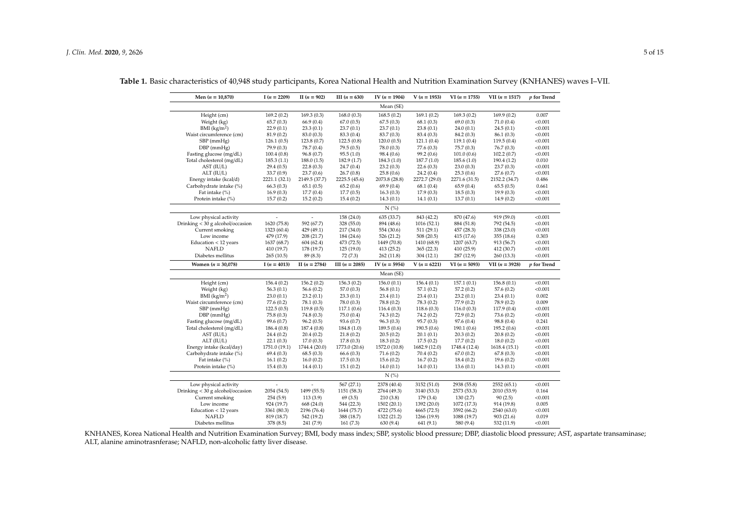**Table 1.** Basic characteristics of 40,948 study participants, Korea National Health and Nutrition Examination Survey (KNHANES) waves I–VII.

| Men ($n$ = 10,870) | I ($n$ = 2209) | II ($n$ = 902) | III ($n$ = 630) | IV ($n$ = 1904) | V ($n$ = 1953) | VI ($n$ = 1755) | VII ($n$ = 1517) | $p$ for Trend |
|---|---|---|---|---|---|---|---|---|
| | | | | Mean (SE) | | | | |
| Height (cm) | 169.2 (0.2) | 169.3 (0.3) | 168.0 (0.3) | 168.5 (0.2) | 169.1 (0.2) | 169.3 (0.2) | 169.9 (0.2) | 0.007 |
| Weight (kg) | 65.7 (0.3) | 66.9 (0.4) | 67.0 (0.5) | 67.5 (0.3) | 68.1 (0.3) | 69.0 (0.3) | 71.0 (0.4) | <0.001 |
| BMI (kg/m$^2$) | 22.9 (0.1) | 23.3 (0.1) | 23.7 (0.1) | 23.7 (0.1) | 23.8 (0.1) | 24.0 (0.1) | 24.5 (0.1) | <0.001 |
| Waist circumference (cm) | 81.9 (0.2) | 83.0 (0.3) | 83.3 (0.4) | 83.7 (0.3) | 83.4 (0.3) | 84.2 (0.3) | 86.1 (0.3) | <0.001 |
| SBP (mmHg) | 126.1 (0.5) | 123.8 (0.7) | 122.5 (0.8) | 120.0 (0.5) | 121.1 (0.4) | 119.1 (0.4) | 119.5 (0.4) | <0.001 |
| DBP (mmHg) | 79.9 (0.3) | 78.7 (0.4) | 79.5 (0.5) | 78.0 (0.3) | 77.6 (0.3) | 75.7 (0.3) | 76.7 (0.3) | <0.001 |
| Fasting glucose (mg/dL) | 100.4 (0.8) | 96.8 (0.7) | 95.5 (1.0) | 98.4 (0.6) | 99.2 (0.6) | 101.0 (0.6) | 102.2 (0.7) | <0.001 |
| Total cholesterol (mg/dL) | 185.3 (1.1) | 188.0 (1.5) | 182.9 (1.7) | 184.3 (1.0) | 187.7 (1.0) | 185.6 (1.0) | 190.4 (1.2) | 0.010 |
| AST (IU/L) | 29.4 (0.5) | 22.8 (0.3) | 24.7 (0.4) | 23.2 (0.3) | 22.6 (0.3) | 23.0 (0.3) | 23.7 (0.3) | <0.001 |
| ALT (IU/L) | 33.7 (0.9) | 23.7 (0.6) | 26.7 (0.8) | 25.8 (0.6) | 24.2 (0.4) | 25.3 (0.6) | 27.6 (0.7) | <0.001 |
| Energy intake (kcal/d) | 2221.1 (32.1) | 2149.5 (37.7) | 2225.5 (45.6) | 2073.8 (28.8) | 2272.7 (29.0) | 2271.6 (31.5) | 2152.2 (34.7) | 0.486 |
| Carbohydrate intake (%) | 66.3 (0.3) | 65.1 (0.5) | 65.2 (0.6) | 69.9 (0.4) | 68.1 (0.4) | 65.9 (0.4) | 65.5 (0.5) | 0.661 |
| Fat intake (%) | 16.9 (0.3) | 17.7 (0.4) | 17.7 (0.5) | 16.3 (0.3) | 17.9 (0.3) | 18.5 (0.3) | 19.9 (0.3) | <0.001 |
| Protein intake (%) | 15.7 (0.2) | 15.2 (0.2) | 15.4 (0.2) | 14.3 (0.1) | 14.1 (0.1) | 13.7 (0.1) | 14.9 (0.2) | <0.001 |
| | | | | N (%) | | | | |
| Low physical activity | - | - | 158 (24.0) | 635 (33.7) | 843 (42.2) | 870 (47.6) | 919 (59.0) | <0.001 |
| Drinking < 30 g alcohol/occasion | 1620 (75.8) | 592 (67.7) | 328 (55.0) | 894 (48.6) | 1016 (52.1) | 884 (51.8) | 792 (54.5) | <0.001 |
| Current smoking | 1323 (60.4) | 429 (49.1) | 217 (34.0) | 554 (30.6) | 511 (29.1) | 457 (28.3) | 338 (23.0) | <0.001 |
| Low income | 479 (17.9) | 208 (21.7) | 184 (24.6) | 526 (21.2) | 508 (20.5) | 415 (17.6) | 355 (18.6) | 0.303 |
| Education < 12 years | 1637 (68.7) | 604 (62.4) | 473 (72.5) | 1449 (70.8) | 1410 (68.9) | 1207 (63.7) | 913 (56.7) | <0.001 |
| NAFLD | 410 (19.7) | 178 (19.7) | 125 (19.0) | 413 (25.2) | 365 (22.3) | 410 (25.9) | 412 (30.7) | <0.001 |
| Diabetes mellitus | 265 (10.5) | 89 (8.3) | 72 (7.3) | 262 (11.8) | 304 (12.1) | 287 (12.9) | 260 (13.3) | <0.001 |
| **Women ($n$ = 30,078)** | **I ($n$ = 4013)** | **II ($n$ = 2784)** | **III ($n$ = 2085)** | **IV ($n$ = 5954)** | **V ($n$ = 6221)** | **VI ($n$ = 5093)** | **VII ($n$ = 3928)** | **$p$ for Trend** |
| | | | | Mean (SE) | | | | |
| Height (cm) | 156.4 (0.2) | 156.2 (0.2) | 156.3 (0.2) | 156.0 (0.1) | 156.4 (0.1) | 157.1 (0.1) | 156.8 (0.1) | <0.001 |
| Weight (kg) | 56.3 (0.1) | 56.6 (0.2) | 57.0 (0.3) | 56.8 (0.1) | 57.1 (0.2) | 57.2 (0.2) | 57.6 (0.2) | <0.001 |
| BMI (kg/m$^2$) | 23.0 (0.1) | 23.2 (0.1) | 23.3 (0.1) | 23.4 (0.1) | 23.4 (0.1) | 23.2 (0.1) | 23.4 (0.1) | 0.002 |
| Waist circumference (cm) | 77.6 (0.2) | 78.1 (0.3) | 78.0 (0.3) | 78.8 (0.2) | 78.3 (0.2) | 77.9 (0.2) | 78.9 (0.2) | 0.009 |
| SBP (mmHg) | 122.5 (0.5) | 119.8 (0.5) | 117.1 (0.6) | 116.4 (0.3) | 118.6 (0.3) | 116.0 (0.3) | 117.9 (0.4) | <0.001 |
| DBP (mmHg) | 75.8 (0.3) | 74.8 (0.3) | 75.0 (0.4) | 74.3 (0.2) | 74.2 (0.2) | 72.9 (0.2) | 73.6 (0.2) | <0.001 |
| Fasting glucose (mg/dL) | 99.6 (0.7) | 96.2 (0.5) | 93.6 (0.7) | 96.3 (0.3) | 95.7 (0.3) | 97.6 (0.4) | 98.8 (0.4) | 0.241 |
| Total cholesterol (mg/dL) | 186.4 (0.8) | 187.4 (0.8) | 184.8 (1.0) | 189.5 (0.6) | 190.5 (0.6) | 190.1 (0.6) | 195.2 (0.6) | <0.001 |
| AST (IU/L) | 24.4 (0.2) | 20.4 (0.2) | 21.8 (0.2) | 20.5 (0.2) | 20.1 (0.1) | 20.3 (0.2) | 20.8 (0.2) | <0.001 |
| ALT (IU/L) | 22.1 (0.3) | 17.0 (0.3) | 17.8 (0.3) | 18.3 (0.2) | 17.5 (0.2) | 17.7 (0.2) | 18.0 (0.2) | <0.001 |
| Energy intake (kcal/day) | 1751.0 (19.1) | 1744.4 (20.0) | 1773.0 (20.6) | 1572.0 (10.8) | 1682.9 (12.0) | 1748.4 (12.4) | 1618.4 (15.1) | <0.001 |
| Carbohydrate intake (%) | 69.4 (0.3) | 68.5 (0.3) | 66.6 (0.3) | 71.6 (0.2) | 70.4 (0.2) | 67.0 (0.2) | 67.8 (0.3) | <0.001 |
| Fat intake (%) | 16.1 (0.2) | 16.0 (0.2) | 17.5 (0.3) | 15.6 (0.2) | 16.7 (0.2) | 18.4 (0.2) | 19.6 (0.2) | <0.001 |
| Protein intake (%) | 15.4 (0.3) | 14.4 (0.1) | 15.1 (0.2) | 14.0 (0.1) | 14.0 (0.1) | 13.6 (0.1) | 14.3 (0.1) | <0.001 |
| | | | | N (%) | | | | |
| Low physical activity | - | - | 567 (27.1) | 2378 (40.4) | 3152 (51.0) | 2938 (55.8) | 2552 (65.1) | <0.001 |
| Drinking < 30 g alcohol/occasion | 2054 (54.5) | 1499 (55.5) | 1151 (58.3) | 2764 (49.3) | 3140 (53.3) | 2573 (53.3) | 2010 (53.9) | 0.164 |
| Current smoking | 254 (5.9) | 113 (3.9) | 69 (3.5) | 210 (3.8) | 179 (3.4) | 130 (2.7) | 90 (2.5) | <0.001 |
| Low income | 924 (19.7) | 668 (24.0) | 544 (22.3) | 1502 (20.1) | 1392 (20.0) | 1072 (17.3) | 914 (19.8) | 0.005 |
| Education < 12 years | 3361 (80.3) | 2196 (76.4) | 1644 (75.7) | 4722 (75.6) | 4665 (72.5) | 3592 (66.2) | 2540 (63.0) | <0.001 |
| NAFLD | 819 (18.7) | 542 (19.2) | 388 (18.7) | 1322 (21.2) | 1266 (19.9) | 1088 (19.7) | 903 (21.6) | 0.019 |
| Diabetes mellitus | 378 (8.5) | 241 (7.9) | 161 (7.3) | 630 (9.4) | 641 (9.1) | 580 (9.4) | 532 (11.9) | <0.001 |

KNHANES, Korea National Health and Nutrition Examination Survey; BMI, body mass index; SBP, systolic blood pressure; DBP, diastolic blood pressure; AST, aspartate transaminase; ALT, alanine aminotrasnferase; NAFLD, non-alcoholic fatty liver disease.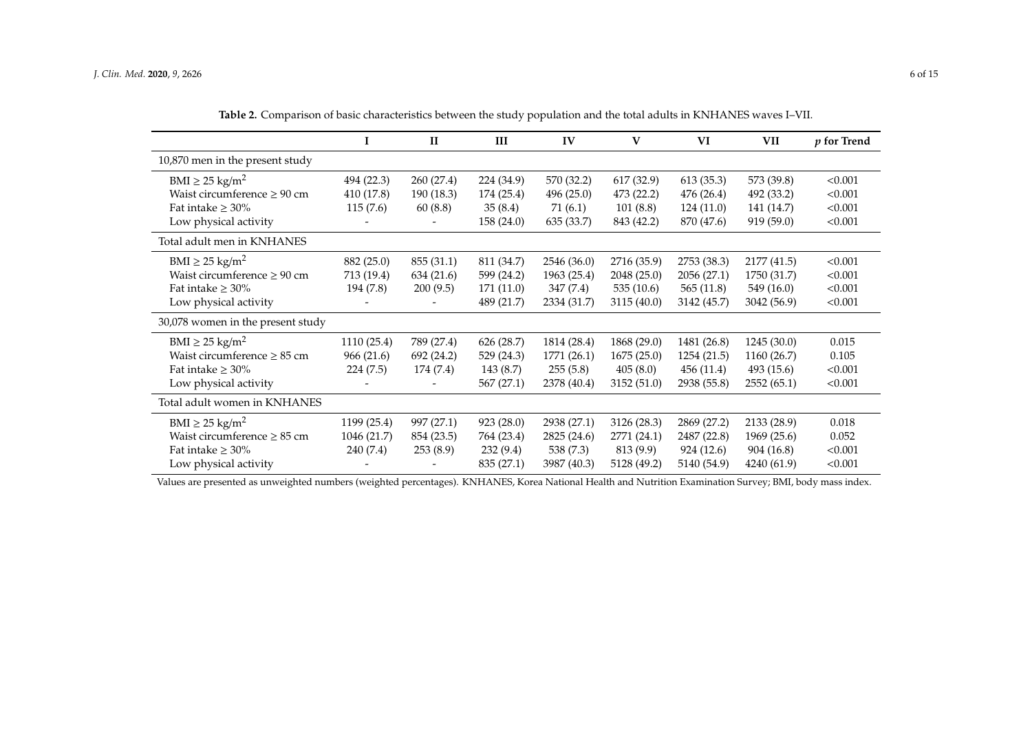**Table 2.** Comparison of basic characteristics between the study population and the total adults in KNHANES waves I–VII.

| | I | II | III | IV | V | VI | VII | *p* for Trend |
|---|---|---|---|---|---|---|---|---|
| 10,870 men in the present study | | | | | | | | |
| BMI ≥ 25 kg/m$^2$ | 494 (22.3) | 260 (27.4) | 224 (34.9) | 570 (32.2) | 617 (32.9) | 613 (35.3) | 573 (39.8) | <0.001 |
| Waist circumference ≥ 90 cm | 410 (17.8) | 190 (18.3) | 174 (25.4) | 496 (25.0) | 473 (22.2) | 476 (26.4) | 492 (33.2) | <0.001 |
| Fat intake ≥ 30% | 115 (7.6) | 60 (8.8) | 35 (8.4) | 71 (6.1) | 101 (8.8) | 124 (11.0) | 141 (14.7) | <0.001 |
| Low physical activity | - | - | 158 (24.0) | 635 (33.7) | 843 (42.2) | 870 (47.6) | 919 (59.0) | <0.001 |
| Total adult men in KNHANES | | | | | | | | |
| BMI ≥ 25 kg/m$^2$ | 882 (25.0) | 855 (31.1) | 811 (34.7) | 2546 (36.0) | 2716 (35.9) | 2753 (38.3) | 2177 (41.5) | <0.001 |
| Waist circumference ≥ 90 cm | 713 (19.4) | 634 (21.6) | 599 (24.2) | 1963 (25.4) | 2048 (25.0) | 2056 (27.1) | 1750 (31.7) | <0.001 |
| Fat intake ≥ 30% | 194 (7.8) | 200 (9.5) | 171 (11.0) | 347 (7.4) | 535 (10.6) | 565 (11.8) | 549 (16.0) | <0.001 |
| Low physical activity | - | - | 489 (21.7) | 2334 (31.7) | 3115 (40.0) | 3142 (45.7) | 3042 (56.9) | <0.001 |
| 30,078 women in the present study | | | | | | | | |
| BMI ≥ 25 kg/m$^2$ | 1110 (25.4) | 789 (27.4) | 626 (28.7) | 1814 (28.4) | 1868 (29.0) | 1481 (26.8) | 1245 (30.0) | 0.015 |
| Waist circumference ≥ 85 cm | 966 (21.6) | 692 (24.2) | 529 (24.3) | 1771 (26.1) | 1675 (25.0) | 1254 (21.5) | 1160 (26.7) | 0.105 |
| Fat intake ≥ 30% | 224 (7.5) | 174 (7.4) | 143 (8.7) | 255 (5.8) | 405 (8.0) | 456 (11.4) | 493 (15.6) | <0.001 |
| Low physical activity | - | - | 567 (27.1) | 2378 (40.4) | 3152 (51.0) | 2938 (55.8) | 2552 (65.1) | <0.001 |
| Total adult women in KNHANES | | | | | | | | |
| BMI ≥ 25 kg/m$^2$ | 1199 (25.4) | 997 (27.1) | 923 (28.0) | 2938 (27.1) | 3126 (28.3) | 2869 (27.2) | 2133 (28.9) | 0.018 |
| Waist circumference ≥ 85 cm | 1046 (21.7) | 854 (23.5) | 764 (23.4) | 2825 (24.6) | 2771 (24.1) | 2487 (22.8) | 1969 (25.6) | 0.052 |
| Fat intake ≥ 30% | 240 (7.4) | 253 (8.9) | 232 (9.4) | 538 (7.3) | 813 (9.9) | 924 (12.6) | 904 (16.8) | <0.001 |
| Low physical activity | - | - | 835 (27.1) | 3987 (40.3) | 5128 (49.2) | 5140 (54.9) | 4240 (61.9) | <0.001 |

Values are presented as unweighted numbers (weighted percentages). KNHANES, Korea National Health and Nutrition Examination Survey; BMI, body mass index.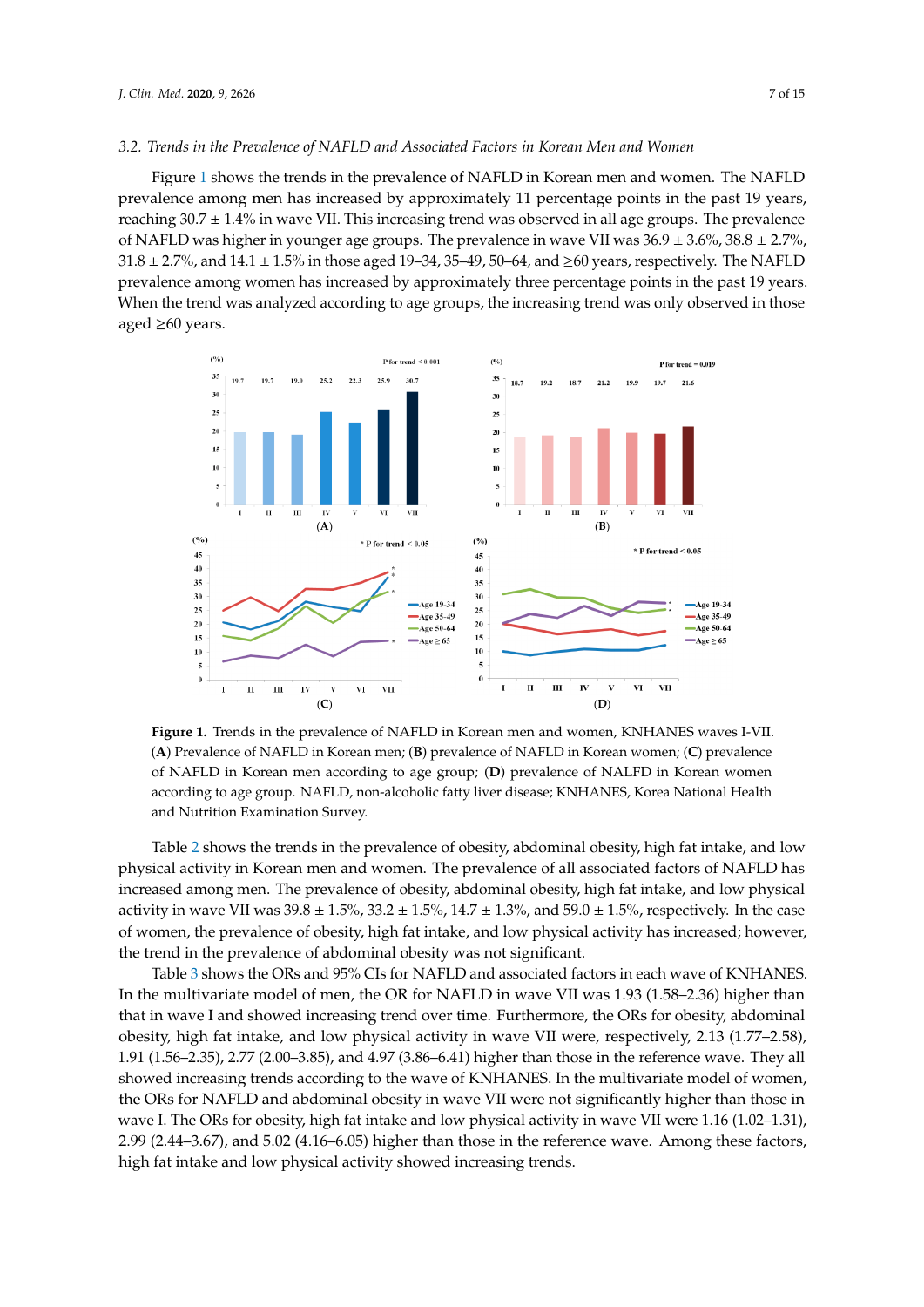### 3.2. Trends in the Prevalence of NAFLD and Associated Factors in Korean Men and Women

Figure 1 shows the trends in the prevalence of NAFLD in Korean men and women. The NAFLD prevalence among men has increased by approximately 11 percentage points in the past 19 years, reaching 30.7 ± 1.4% in wave VII. This increasing trend was observed in all age groups. The prevalence of NAFLD was higher in younger age groups. The prevalence in wave VII was 36.9 ± 3.6%, 38.8 ± 2.7%, 31.8 ± 2.7%, and 14.1 ± 1.5% in those aged 19–34, 35–49, 50–64, and ≥60 years, respectively. The NAFLD prevalence among women has increased by approximately three percentage points in the past 19 years. When the trend was analyzed according to age groups, the increasing trend was only observed in those aged ≥60 years.

**Figure 1.** Trends in the prevalence of NAFLD in Korean men and women, KNHANES waves I-VII. (**A**) Prevalence of NAFLD in Korean men; (**B**) prevalence of NAFLD in Korean women; (**C**) prevalence of NAFLD in Korean men according to age group; (**D**) prevalence of NALFD in Korean women according to age group. NAFLD, non-alcoholic fatty liver disease; KNHANES, Korea National Health and Nutrition Examination Survey.

Table 2 shows the trends in the prevalence of obesity, abdominal obesity, high fat intake, and low physical activity in Korean men and women. The prevalence of all associated factors of NAFLD has increased among men. The prevalence of obesity, abdominal obesity, high fat intake, and low physical activity in wave VII was 39.8 ± 1.5%, 33.2 ± 1.5%, 14.7 ± 1.3%, and 59.0 ± 1.5%, respectively. In the case of women, the prevalence of obesity, high fat intake, and low physical activity has increased; however, the trend in the prevalence of abdominal obesity was not significant.

Table 3 shows the ORs and 95% CIs for NAFLD and associated factors in each wave of KNHANES. In the multivariate model of men, the OR for NAFLD in wave VII was 1.93 (1.58–2.36) higher than that in wave I and showed increasing trend over time. Furthermore, the ORs for obesity, abdominal obesity, high fat intake, and low physical activity in wave VII were, respectively, 2.13 (1.77–2.58), 1.91 (1.56–2.35), 2.77 (2.00–3.85), and 4.97 (3.86–6.41) higher than those in the reference wave. They all showed increasing trends according to the wave of KNHANES. In the multivariate model of women, the ORs for NAFLD and abdominal obesity in wave VII were not significantly higher than those in wave I. The ORs for obesity, high fat intake and low physical activity in wave VII were 1.16 (1.02–1.31), 2.99 (2.44–3.67), and 5.02 (4.16–6.05) higher than those in the reference wave. Among these factors, high fat intake and low physical activity showed increasing trends.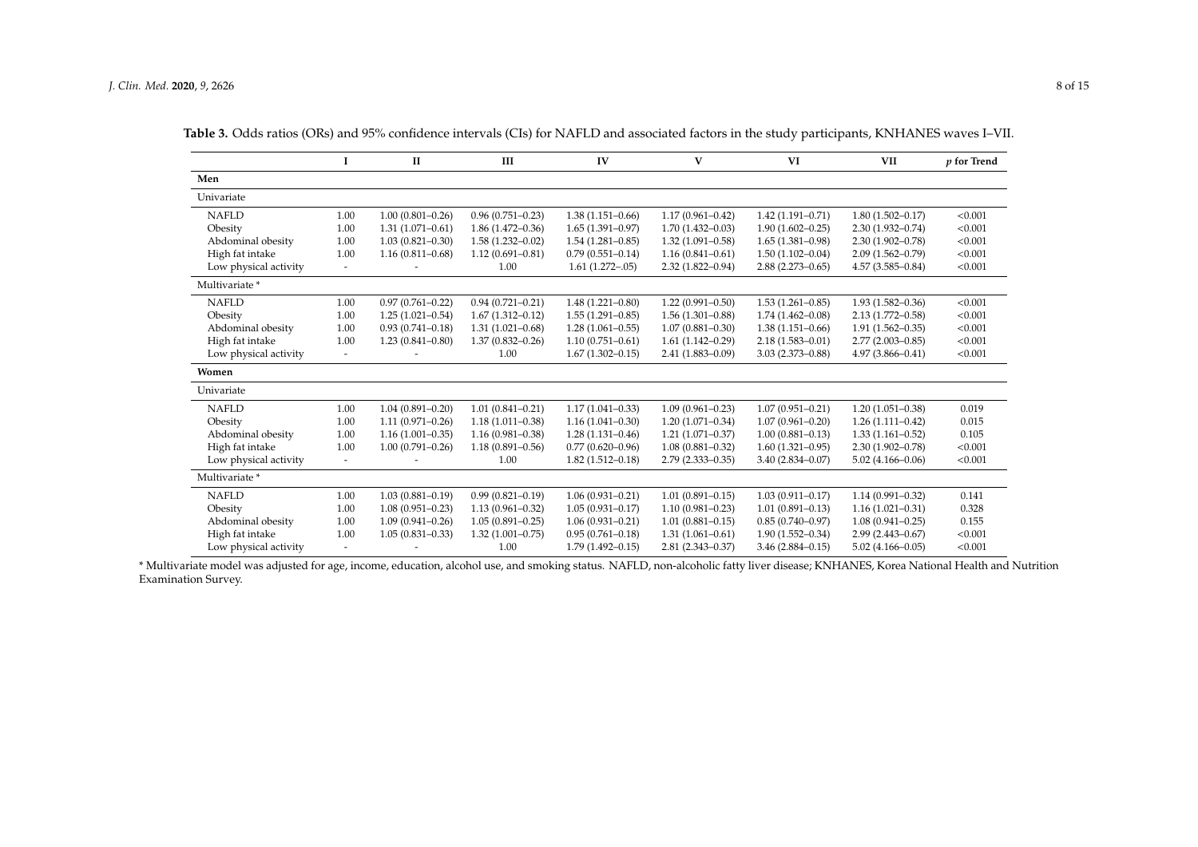**Table 3.** Odds ratios (ORs) and 95% confidence intervals (CIs) for NAFLD and associated factors in the study participants, KNHANES waves I–VII.

| | I | II | III | IV | V | VI | VII | *p* for Trend |
|---|---|---|---|---|---|---|---|---|
| **Men** | | | | | | | | |
| Univariate | | | | | | | | |
| NAFLD | 1.00 | 1.00 (0.801–0.26) | 0.96 (0.751–0.23) | 1.38 (1.151–0.66) | 1.17 (0.961–0.42) | 1.42 (1.191–0.71) | 1.80 (1.502–0.17) | <0.001 |
| Obesity | 1.00 | 1.31 (1.071–0.61) | 1.86 (1.472–0.36) | 1.65 (1.391–0.97) | 1.70 (1.432–0.03) | 1.90 (1.602–0.25) | 2.30 (1.932–0.74) | <0.001 |
| Abdominal obesity | 1.00 | 1.03 (0.821–0.30) | 1.58 (1.232–0.02) | 1.54 (1.281–0.85) | 1.32 (1.091–0.58) | 1.65 (1.381–0.98) | 2.30 (1.902–0.78) | <0.001 |
| High fat intake | 1.00 | 1.16 (0.811–0.68) | 1.12 (0.691–0.81) | 0.79 (0.551–0.14) | 1.16 (0.841–0.61) | 1.50 (1.102–0.04) | 2.09 (1.562–0.79) | <0.001 |
| Low physical activity | - | - | 1.00 | 1.61 (1.272–.05) | 2.32 (1.822–0.94) | 2.88 (2.273–0.65) | 4.57 (3.585–0.84) | <0.001 |
| Multivariate * | | | | | | | | |
| NAFLD | 1.00 | 0.97 (0.761–0.22) | 0.94 (0.721–0.21) | 1.48 (1.221–0.80) | 1.22 (0.991–0.50) | 1.53 (1.261–0.85) | 1.93 (1.582–0.36) | <0.001 |
| Obesity | 1.00 | 1.25 (1.021–0.54) | 1.67 (1.312–0.12) | 1.55 (1.291–0.85) | 1.56 (1.301–0.88) | 1.74 (1.462–0.08) | 2.13 (1.772–0.58) | <0.001 |
| Abdominal obesity | 1.00 | 0.93 (0.741–0.18) | 1.31 (1.021–0.68) | 1.28 (1.061–0.55) | 1.07 (0.881–0.30) | 1.38 (1.151–0.66) | 1.91 (1.562–0.35) | <0.001 |
| High fat intake | 1.00 | 1.23 (0.841–0.80) | 1.37 (0.832–0.26) | 1.10 (0.751–0.61) | 1.61 (1.142–0.29) | 2.18 (1.583–0.01) | 2.77 (2.003–0.85) | <0.001 |
| Low physical activity | - | - | 1.00 | 1.67 (1.302–0.15) | 2.41 (1.883–0.09) | 3.03 (2.373–0.88) | 4.97 (3.866–0.41) | <0.001 |
| **Women** | | | | | | | | |
| Univariate | | | | | | | | |
| NAFLD | 1.00 | 1.04 (0.891–0.20) | 1.01 (0.841–0.21) | 1.17 (1.041–0.33) | 1.09 (0.961–0.23) | 1.07 (0.951–0.21) | 1.20 (1.051–0.38) | 0.019 |
| Obesity | 1.00 | 1.11 (0.971–0.26) | 1.18 (1.011–0.38) | 1.16 (1.041–0.30) | 1.20 (1.071–0.34) | 1.07 (0.961–0.20) | 1.26 (1.111–0.42) | 0.015 |
| Abdominal obesity | 1.00 | 1.16 (1.001–0.35) | 1.16 (0.981–0.38) | 1.28 (1.131–0.46) | 1.21 (1.071–0.37) | 1.00 (0.881–0.13) | 1.33 (1.161–0.52) | 0.105 |
| High fat intake | 1.00 | 1.00 (0.791–0.26) | 1.18 (0.891–0.56) | 0.77 (0.620–0.96) | 1.08 (0.881–0.32) | 1.60 (1.321–0.95) | 2.30 (1.902–0.78) | <0.001 |
| Low physical activity | - | - | 1.00 | 1.82 (1.512–0.18) | 2.79 (2.333–0.35) | 3.40 (2.834–0.07) | 5.02 (4.166–0.06) | <0.001 |
| Multivariate * | | | | | | | | |
| NAFLD | 1.00 | 1.03 (0.881–0.19) | 0.99 (0.821–0.19) | 1.06 (0.931–0.21) | 1.01 (0.891–0.15) | 1.03 (0.911–0.17) | 1.14 (0.991–0.32) | 0.141 |
| Obesity | 1.00 | 1.08 (0.951–0.23) | 1.13 (0.961–0.32) | 1.05 (0.931–0.17) | 1.10 (0.981–0.23) | 1.01 (0.891–0.13) | 1.16 (1.021–0.31) | 0.328 |
| Abdominal obesity | 1.00 | 1.09 (0.941–0.26) | 1.05 (0.891–0.25) | 1.06 (0.931–0.21) | 1.01 (0.881–0.15) | 0.85 (0.740–0.97) | 1.08 (0.941–0.25) | 0.155 |
| High fat intake | 1.00 | 1.05 (0.831–0.33) | 1.32 (1.001–0.75) | 0.95 (0.761–0.18) | 1.31 (1.061–0.61) | 1.90 (1.552–0.34) | 2.99 (2.443–0.67) | <0.001 |
| Low physical activity | - | - | 1.00 | 1.79 (1.492–0.15) | 2.81 (2.343–0.37) | 3.46 (2.884–0.15) | 5.02 (4.166–0.05) | <0.001 |

* Multivariate model was adjusted for age, income, education, alcohol use, and smoking status. NAFLD, non-alcoholic fatty liver disease; KNHANES, Korea National Health and Nutrition Examination Survey.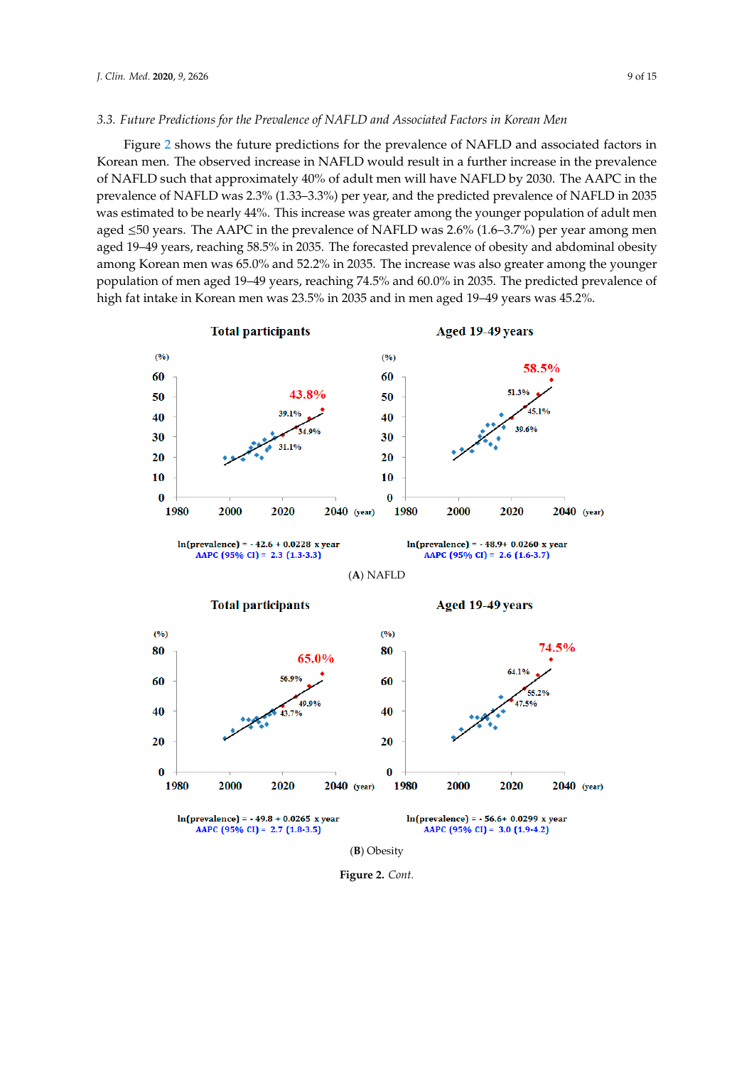### 3.3. Future Predictions for the Prevalence of NAFLD and Associated Factors in Korean Men

Figure 2 shows the future predictions for the prevalence of NAFLD and associated factors in Korean men. The observed increase in NAFLD would result in a further increase in the prevalence of NAFLD such that approximately 40% of adult men will have NAFLD by 2030. The AAPC in the prevalence of NAFLD was 2.3% (1.33–3.3%) per year, and the predicted prevalence of NAFLD in 2035 was estimated to be nearly 44%. This increase was greater among the younger population of adult men aged ≤50 years. The AAPC in the prevalence of NAFLD was 2.6% (1.6–3.7%) per year among men aged 19–49 years, reaching 58.5% in 2035. The forecasted prevalence of obesity and abdominal obesity among Korean men was 65.0% and 52.2% in 2035. The increase was also greater among the younger population of men aged 19–49 years, reaching 74.5% and 60.0% in 2035. The predicted prevalence of high fat intake in Korean men was 23.5% in 2035 and in men aged 19–49 years was 45.2%.

**Total participants** | **Aged 19–49 years**

ln(prevalence) = - 42.6 + 0.0228 x year
AAPC (95% CI) = 2.3 (1.3-3.3)

ln(prevalence) = - 48.9+ 0.0260 x year
AAPC (95% CI) = 2.6 (1.6-3.7)

(**A**) NAFLD

**Total participants** | **Aged 19–49 years**

ln(prevalence) = - 49.8 + 0.0265 x year
AAPC (95% CI) = 2.7 (1.8-3.5)

ln(prevalence) = - 56.6+ 0.0299 x year
AAPC (95% CI) = 3.0 (1.9-4.2)

(**B**) Obesity

**Figure 2.** *Cont.*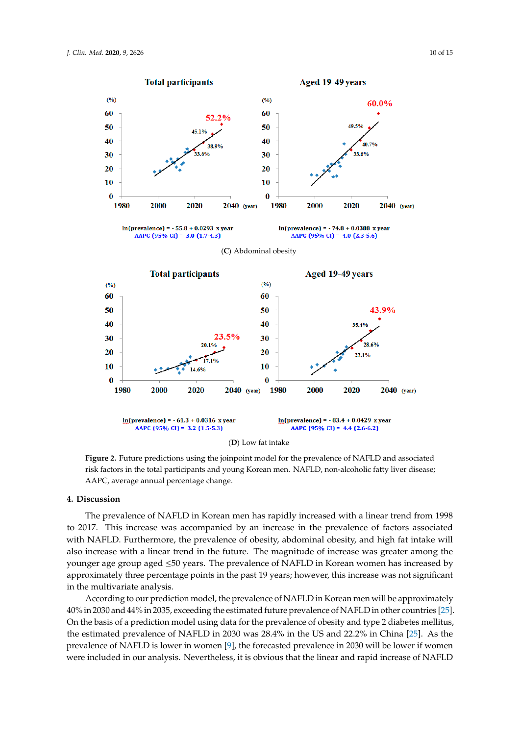Total participants

Aged 19–49 years

ln(prevalence) = - 55.8 + 0.0293 x year
AAPC (95% CI) = 3.0 (1.7-4.3)

ln(prevalence) = - 74.8 + 0.0388 x year
AAPC (95% CI) = 4.0 (2.3-5.6)

(**C**) Abdominal obesity

Total participants

Aged 19–49 years

ln(prevalence) = - 61.3 + 0.0316 x year
AAPC (95% CI) = 3.2 (1.5-5.3)

ln(prevalence) = - 83.4 + 0.0429 x year
AAPC (95% CI) = 4.4 (2.6-6.2)

(**D**) Low fat intake

**Figure 2.** Future predictions using the joinpoint model for the prevalence of NAFLD and associated risk factors in the total participants and young Korean men. NAFLD, non-alcoholic fatty liver disease; AAPC, average annual percentage change.

## 4. Discussion

The prevalence of NAFLD in Korean men has rapidly increased with a linear trend from 1998 to 2017. This increase was accompanied by an increase in the prevalence of factors associated with NAFLD. Furthermore, the prevalence of obesity, abdominal obesity, and high fat intake will also increase with a linear trend in the future. The magnitude of increase was greater among the younger age group aged ≤50 years. The prevalence of NAFLD in Korean women has increased by approximately three percentage points in the past 19 years; however, this increase was not significant in the multivariate analysis.

According to our prediction model, the prevalence of NAFLD in Korean men will be approximately 40% in 2030 and 44% in 2035, exceeding the estimated future prevalence of NAFLD in other countries [25]. On the basis of a prediction model using data for the prevalence of obesity and type 2 diabetes mellitus, the estimated prevalence of NAFLD in 2030 was 28.4% in the US and 22.2% in China [25]. As the prevalence of NAFLD is lower in women [9], the forecasted prevalence in 2030 will be lower if women were included in our analysis. Nevertheless, it is obvious that the linear and rapid increase of NAFLD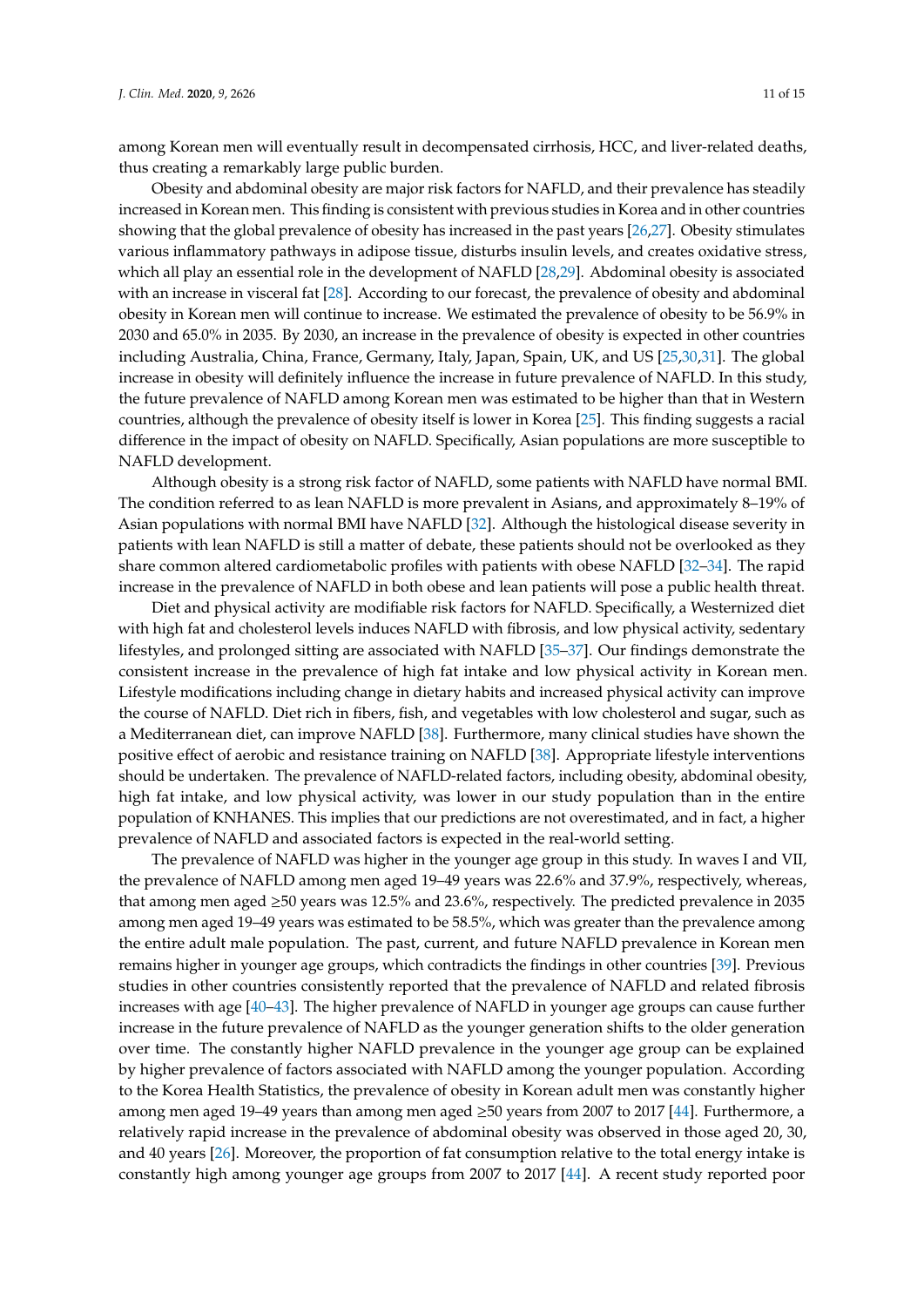among Korean men will eventually result in decompensated cirrhosis, HCC, and liver-related deaths, thus creating a remarkably large public burden.

Obesity and abdominal obesity are major risk factors for NAFLD, and their prevalence has steadily increased in Korean men. This finding is consistent with previous studies in Korea and in other countries showing that the global prevalence of obesity has increased in the past years [26,27]. Obesity stimulates various inflammatory pathways in adipose tissue, disturbs insulin levels, and creates oxidative stress, which all play an essential role in the development of NAFLD [28,29]. Abdominal obesity is associated with an increase in visceral fat [28]. According to our forecast, the prevalence of obesity and abdominal obesity in Korean men will continue to increase. We estimated the prevalence of obesity to be 56.9% in 2030 and 65.0% in 2035. By 2030, an increase in the prevalence of obesity is expected in other countries including Australia, China, France, Germany, Italy, Japan, Spain, UK, and US [25,30,31]. The global increase in obesity will definitely influence the increase in future prevalence of NAFLD. In this study, the future prevalence of NAFLD among Korean men was estimated to be higher than that in Western countries, although the prevalence of obesity itself is lower in Korea [25]. This finding suggests a racial difference in the impact of obesity on NAFLD. Specifically, Asian populations are more susceptible to NAFLD development.

Although obesity is a strong risk factor of NAFLD, some patients with NAFLD have normal BMI. The condition referred to as lean NAFLD is more prevalent in Asians, and approximately 8–19% of Asian populations with normal BMI have NAFLD [32]. Although the histological disease severity in patients with lean NAFLD is still a matter of debate, these patients should not be overlooked as they share common altered cardiometabolic profiles with patients with obese NAFLD [32–34]. The rapid increase in the prevalence of NAFLD in both obese and lean patients will pose a public health threat.

Diet and physical activity are modifiable risk factors for NAFLD. Specifically, a Westernized diet with high fat and cholesterol levels induces NAFLD with fibrosis, and low physical activity, sedentary lifestyles, and prolonged sitting are associated with NAFLD [35–37]. Our findings demonstrate the consistent increase in the prevalence of high fat intake and low physical activity in Korean men. Lifestyle modifications including change in dietary habits and increased physical activity can improve the course of NAFLD. Diet rich in fibers, fish, and vegetables with low cholesterol and sugar, such as a Mediterranean diet, can improve NAFLD [38]. Furthermore, many clinical studies have shown the positive effect of aerobic and resistance training on NAFLD [38]. Appropriate lifestyle interventions should be undertaken. The prevalence of NAFLD-related factors, including obesity, abdominal obesity, high fat intake, and low physical activity, was lower in our study population than in the entire population of KNHANES. This implies that our predictions are not overestimated, and in fact, a higher prevalence of NAFLD and associated factors is expected in the real-world setting.

The prevalence of NAFLD was higher in the younger age group in this study. In waves I and VII, the prevalence of NAFLD among men aged 19–49 years was 22.6% and 37.9%, respectively, whereas, that among men aged ≥50 years was 12.5% and 23.6%, respectively. The predicted prevalence in 2035 among men aged 19–49 years was estimated to be 58.5%, which was greater than the prevalence among the entire adult male population. The past, current, and future NAFLD prevalence in Korean men remains higher in younger age groups, which contradicts the findings in other countries [39]. Previous studies in other countries consistently reported that the prevalence of NAFLD and related fibrosis increases with age [40–43]. The higher prevalence of NAFLD in younger age groups can cause further increase in the future prevalence of NAFLD as the younger generation shifts to the older generation over time. The constantly higher NAFLD prevalence in the younger age group can be explained by higher prevalence of factors associated with NAFLD among the younger population. According to the Korea Health Statistics, the prevalence of obesity in Korean adult men was constantly higher among men aged 19–49 years than among men aged ≥50 years from 2007 to 2017 [44]. Furthermore, a relatively rapid increase in the prevalence of abdominal obesity was observed in those aged 20, 30, and 40 years [26]. Moreover, the proportion of fat consumption relative to the total energy intake is constantly high among younger age groups from 2007 to 2017 [44]. A recent study reported poor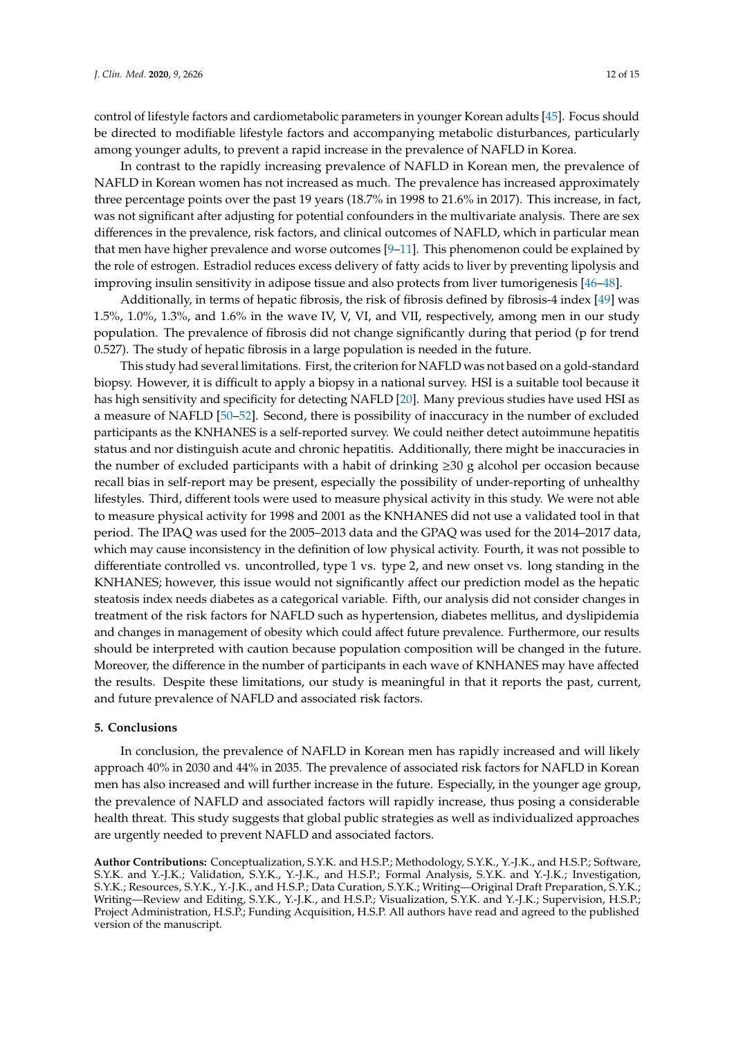control of lifestyle factors and cardiometabolic parameters in younger Korean adults [45]. Focus should be directed to modifiable lifestyle factors and accompanying metabolic disturbances, particularly among younger adults, to prevent a rapid increase in the prevalence of NAFLD in Korea.

In contrast to the rapidly increasing prevalence of NAFLD in Korean men, the prevalence of NAFLD in Korean women has not increased as much. The prevalence has increased approximately three percentage points over the past 19 years (18.7% in 1998 to 21.6% in 2017). This increase, in fact, was not significant after adjusting for potential confounders in the multivariate analysis. There are sex differences in the prevalence, risk factors, and clinical outcomes of NAFLD, which in particular mean that men have higher prevalence and worse outcomes [9–11]. This phenomenon could be explained by the role of estrogen. Estradiol reduces excess delivery of fatty acids to liver by preventing lipolysis and improving insulin sensitivity in adipose tissue and also protects from liver tumorigenesis [46–48].

Additionally, in terms of hepatic fibrosis, the risk of fibrosis defined by fibrosis-4 index [49] was 1.5%, 1.0%, 1.3%, and 1.6% in the wave IV, V, VI, and VII, respectively, among men in our study population. The prevalence of fibrosis did not change significantly during that period (p for trend 0.527). The study of hepatic fibrosis in a large population is needed in the future.

This study had several limitations. First, the criterion for NAFLD was not based on a gold-standard biopsy. However, it is difficult to apply a biopsy in a national survey. HSI is a suitable tool because it has high sensitivity and specificity for detecting NAFLD [20]. Many previous studies have used HSI as a measure of NAFLD [50–52]. Second, there is possibility of inaccuracy in the number of excluded participants as the KNHANES is a self-reported survey. We could neither detect autoimmune hepatitis status and nor distinguish acute and chronic hepatitis. Additionally, there might be inaccuracies in the number of excluded participants with a habit of drinking ≥30 g alcohol per occasion because recall bias in self-report may be present, especially the possibility of under-reporting of unhealthy lifestyles. Third, different tools were used to measure physical activity in this study. We were not able to measure physical activity for 1998 and 2001 as the KNHANES did not use a validated tool in that period. The IPAQ was used for the 2005–2013 data and the GPAQ was used for the 2014–2017 data, which may cause inconsistency in the definition of low physical activity. Fourth, it was not possible to differentiate controlled vs. uncontrolled, type 1 vs. type 2, and new onset vs. long standing in the KNHANES; however, this issue would not significantly affect our prediction model as the hepatic steatosis index needs diabetes as a categorical variable. Fifth, our analysis did not consider changes in treatment of the risk factors for NAFLD such as hypertension, diabetes mellitus, and dyslipidemia and changes in management of obesity which could affect future prevalence. Furthermore, our results should be interpreted with caution because population composition will be changed in the future. Moreover, the difference in the number of participants in each wave of KNHANES may have affected the results. Despite these limitations, our study is meaningful in that it reports the past, current, and future prevalence of NAFLD and associated risk factors.

## 5. Conclusions

In conclusion, the prevalence of NAFLD in Korean men has rapidly increased and will likely approach 40% in 2030 and 44% in 2035. The prevalence of associated risk factors for NAFLD in Korean men has also increased and will further increase in the future. Especially, in the younger age group, the prevalence of NAFLD and associated factors will rapidly increase, thus posing a considerable health threat. This study suggests that global public strategies as well as individualized approaches are urgently needed to prevent NAFLD and associated factors.

**Author Contributions:** Conceptualization, S.Y.K. and H.S.P.; Methodology, S.Y.K., Y.-J.K., and H.S.P.; Software, S.Y.K. and Y.-J.K.; Validation, S.Y.K., Y.-J.K., and H.S.P.; Formal Analysis, S.Y.K. and Y.-J.K.; Investigation, S.Y.K.; Resources, S.Y.K., Y.-J.K., and H.S.P.; Data Curation, S.Y.K.; Writing—Original Draft Preparation, S.Y.K.; Writing—Review and Editing, S.Y.K., Y.-J.K., and H.S.P.; Visualization, S.Y.K. and Y.-J.K.; Supervision, H.S.P.; Project Administration, H.S.P.; Funding Acquisition, H.S.P. All authors have read and agreed to the published version of the manuscript.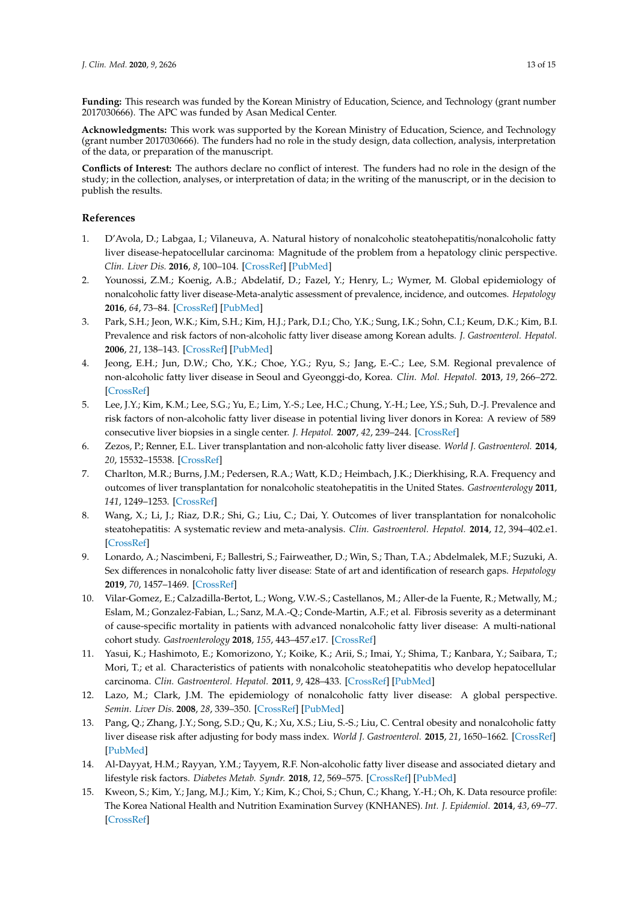**Funding:** This research was funded by the Korean Ministry of Education, Science, and Technology (grant number 2017030666). The APC was funded by Asan Medical Center.

**Acknowledgments:** This work was supported by the Korean Ministry of Education, Science, and Technology (grant number 2017030666). The funders had no role in the study design, data collection, analysis, interpretation of the data, or preparation of the manuscript.

**Conflicts of Interest:** The authors declare no conflict of interest. The funders had no role in the design of the study; in the collection, analyses, or interpretation of data; in the writing of the manuscript, or in the decision to publish the results.

## References

1. D'Avola, D.; Labgaa, I.; Vilaneuva, A. Natural history of nonalcoholic steatohepatitis/nonalcoholic fatty liver disease-hepatocellular carcinoma: Magnitude of the problem from a hepatology clinic perspective. *Clin. Liver Dis.* **2016**, *8*, 100–104. [CrossRef] [PubMed]
2. Younossi, Z.M.; Koenig, A.B.; Abdelatif, D.; Fazel, Y.; Henry, L.; Wymer, M. Global epidemiology of nonalcoholic fatty liver disease-Meta-analytic assessment of prevalence, incidence, and outcomes. *Hepatology* **2016**, *64*, 73–84. [CrossRef] [PubMed]
3. Park, S.H.; Jeon, W.K.; Kim, S.H.; Kim, H.J.; Park, D.I.; Cho, Y.K.; Sung, I.K.; Sohn, C.I.; Keum, D.K.; Kim, B.I. Prevalence and risk factors of non-alcoholic fatty liver disease among Korean adults. *J. Gastroenterol. Hepatol.* **2006**, *21*, 138–143. [CrossRef] [PubMed]
4. Jeong, E.H.; Jun, D.W.; Cho, Y.K.; Choe, Y.G.; Ryu, S.; Jang, E.-C.; Lee, S.M. Regional prevalence of non-alcoholic fatty liver disease in Seoul and Gyeonggi-do, Korea. *Clin. Mol. Hepatol.* **2013**, *19*, 266–272. [CrossRef]
5. Lee, J.Y.; Kim, K.M.; Lee, S.G.; Yu, E.; Lim, Y.-S.; Lee, H.C.; Chung, Y.-H.; Lee, Y.S.; Suh, D.-J. Prevalence and risk factors of non-alcoholic fatty liver disease in potential living liver donors in Korea: A review of 589 consecutive liver biopsies in a single center. *J. Hepatol.* **2007**, *42*, 239–244. [CrossRef]
6. Zezos, P.; Renner, E.L. Liver transplantation and non-alcoholic fatty liver disease. *World J. Gastroenterol.* **2014**, *20*, 15532–15538. [CrossRef]
7. Charlton, M.R.; Burns, J.M.; Pedersen, R.A.; Watt, K.D.; Heimbach, J.K.; Dierkhising, R.A. Frequency and outcomes of liver transplantation for nonalcoholic steatohepatitis in the United States. *Gastroenterology* **2011**, *141*, 1249–1253. [CrossRef]
8. Wang, X.; Li, J.; Riaz, D.R.; Shi, G.; Liu, C.; Dai, Y. Outcomes of liver transplantation for nonalcoholic steatohepatitis: A systematic review and meta-analysis. *Clin. Gastroenterol. Hepatol.* **2014**, *12*, 394–402.e1. [CrossRef]
9. Lonardo, A.; Nascimbeni, F.; Ballestri, S.; Fairweather, D.; Win, S.; Than, T.A.; Abdelmalek, M.F.; Suzuki, A. Sex differences in nonalcoholic fatty liver disease: State of art and identification of research gaps. *Hepatology* **2019**, *70*, 1457–1469. [CrossRef]
10. Vilar-Gomez, E.; Calzadilla-Bertot, L.; Wong, V.W.-S.; Castellanos, M.; Aller-de la Fuente, R.; Metwally, M.; Eslam, M.; Gonzalez-Fabian, L.; Sanz, M.A.-Q.; Conde-Martin, A.F.; et al. Fibrosis severity as a determinant of cause-specific mortality in patients with advanced nonalcoholic fatty liver disease: A multi-national cohort study. *Gastroenterology* **2018**, *155*, 443–457.e17. [CrossRef]
11. Yasui, K.; Hashimoto, E.; Komorizono, Y.; Koike, K.; Arii, S.; Imai, Y.; Shima, T.; Kanbara, Y.; Saibara, T.; Mori, T.; et al. Characteristics of patients with nonalcoholic steatohepatitis who develop hepatocellular carcinoma. *Clin. Gastroenterol. Hepatol.* **2011**, *9*, 428–433. [CrossRef] [PubMed]
12. Lazo, M.; Clark, J.M. The epidemiology of nonalcoholic fatty liver disease: A global perspective. *Semin. Liver Dis.* **2008**, *28*, 339–350. [CrossRef] [PubMed]
13. Pang, Q.; Zhang, J.Y.; Song, S.D.; Qu, K.; Xu, X.S.; Liu, S.-S.; Liu, C. Central obesity and nonalcoholic fatty liver disease risk after adjusting for body mass index. *World J. Gastroenterol.* **2015**, *21*, 1650–1662. [CrossRef] [PubMed]
14. Al-Dayyat, H.M.; Rayyan, Y.M.; Tayyem, R.F. Non-alcoholic fatty liver disease and associated dietary and lifestyle risk factors. *Diabetes Metab. Syndr.* **2018**, *12*, 569–575. [CrossRef] [PubMed]
15. Kweon, S.; Kim, Y.; Jang, M.J.; Kim, Y.; Kim, K.; Choi, S.; Chun, C.; Khang, Y.-H.; Oh, K. Data resource profile: The Korea National Health and Nutrition Examination Survey (KNHANES). *Int. J. Epidemiol.* **2014**, *43*, 69–77. [CrossRef]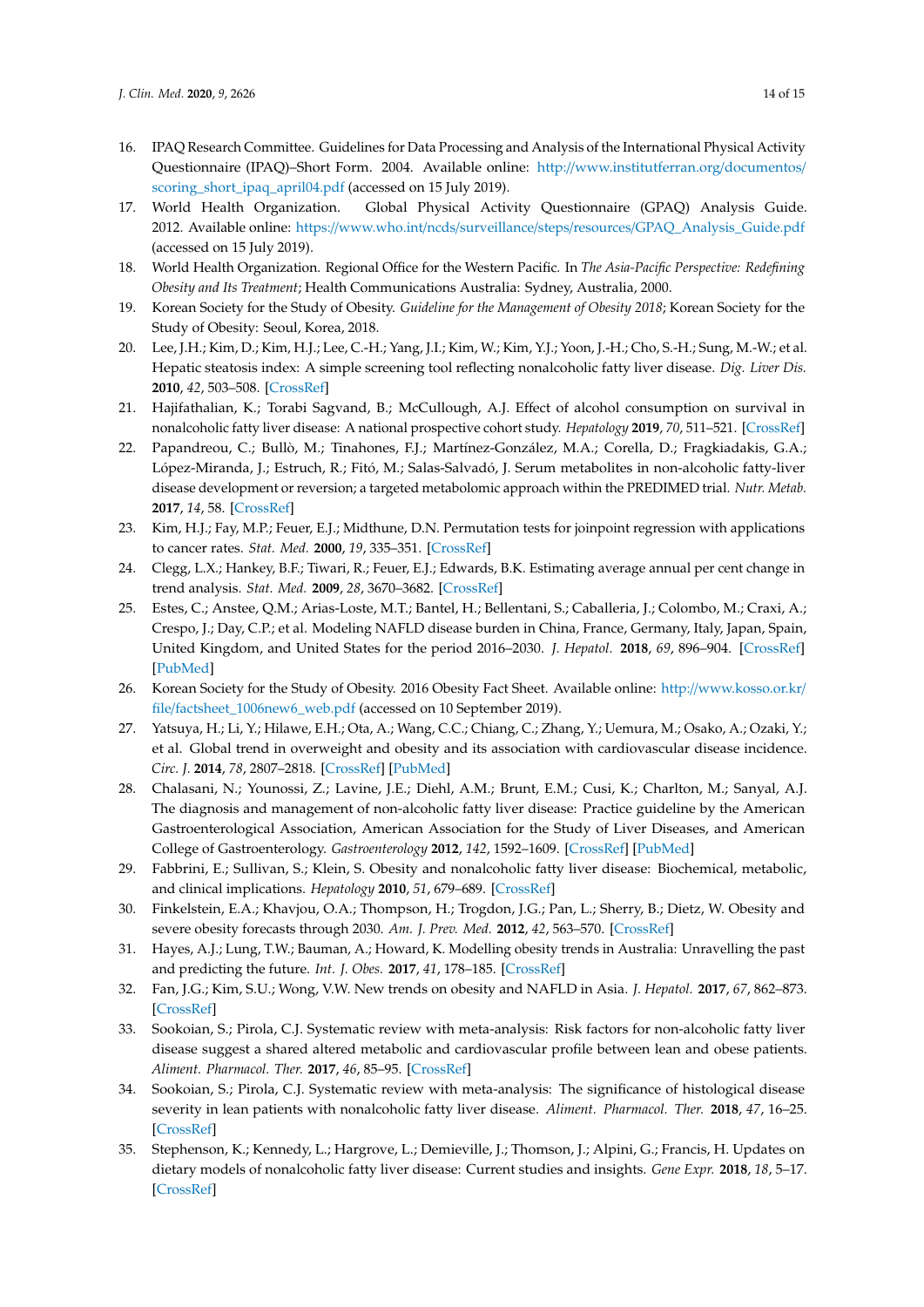16. IPAQ Research Committee. Guidelines for Data Processing and Analysis of the International Physical Activity Questionnaire (IPAQ)–Short Form. 2004. Available online: http://www.institutferran.org/documentos/scoring_short_ipaq_april04.pdf (accessed on 15 July 2019).
17. World Health Organization. Global Physical Activity Questionnaire (GPAQ) Analysis Guide. 2012. Available online: https://www.who.int/ncds/surveillance/steps/resources/GPAQ_Analysis_Guide.pdf (accessed on 15 July 2019).
18. World Health Organization. Regional Office for the Western Pacific. In *The Asia-Pacific Perspective: Redefining Obesity and Its Treatment*; Health Communications Australia: Sydney, Australia, 2000.
19. Korean Society for the Study of Obesity. *Guideline for the Management of Obesity 2018*; Korean Society for the Study of Obesity: Seoul, Korea, 2018.
20. Lee, J.H.; Kim, D.; Kim, H.J.; Lee, C.-H.; Yang, J.I.; Kim, W.; Kim, Y.J.; Yoon, J.-H.; Cho, S.-H.; Sung, M.-W.; et al. Hepatic steatosis index: A simple screening tool reflecting nonalcoholic fatty liver disease. *Dig. Liver Dis.* **2010**, *42*, 503–508. [CrossRef]
21. Hajifathalian, K.; Torabi Sagvand, B.; McCullough, A.J. Effect of alcohol consumption on survival in nonalcoholic fatty liver disease: A national prospective cohort study. *Hepatology* **2019**, *70*, 511–521. [CrossRef]
22. Papandreou, C.; Bullò, M.; Tinahones, F.J.; Martínez-González, M.A.; Corella, D.; Fragkiadakis, G.A.; López-Miranda, J.; Estruch, R.; Fitó, M.; Salas-Salvadó, J. Serum metabolites in non-alcoholic fatty-liver disease development or reversion; a targeted metabolomic approach within the PREDIMED trial. *Nutr. Metab.* **2017**, *14*, 58. [CrossRef]
23. Kim, H.J.; Fay, M.P.; Feuer, E.J.; Midthune, D.N. Permutation tests for joinpoint regression with applications to cancer rates. *Stat. Med.* **2000**, *19*, 335–351. [CrossRef]
24. Clegg, L.X.; Hankey, B.F.; Tiwari, R.; Feuer, E.J.; Edwards, B.K. Estimating average annual per cent change in trend analysis. *Stat. Med.* **2009**, *28*, 3670–3682. [CrossRef]
25. Estes, C.; Anstee, Q.M.; Arias-Loste, M.T.; Bantel, H.; Bellentani, S.; Caballeria, J.; Colombo, M.; Craxi, A.; Crespo, J.; Day, C.P.; et al. Modeling NAFLD disease burden in China, France, Germany, Italy, Japan, Spain, United Kingdom, and United States for the period 2016–2030. *J. Hepatol.* **2018**, *69*, 896–904. [CrossRef] [PubMed]
26. Korean Society for the Study of Obesity. 2016 Obesity Fact Sheet. Available online: http://www.kosso.or.kr/file/factsheet_1006new6_web.pdf (accessed on 10 September 2019).
27. Yatsuya, H.; Li, Y.; Hilawe, E.H.; Ota, A.; Wang, C.C.; Chiang, C.; Zhang, Y.; Uemura, M.; Osako, A.; Ozaki, Y.; et al. Global trend in overweight and obesity and its association with cardiovascular disease incidence. *Circ. J.* **2014**, *78*, 2807–2818. [CrossRef] [PubMed]
28. Chalasani, N.; Younossi, Z.; Lavine, J.E.; Diehl, A.M.; Brunt, E.M.; Cusi, K.; Charlton, M.; Sanyal, A.J. The diagnosis and management of non-alcoholic fatty liver disease: Practice guideline by the American Gastroenterological Association, American Association for the Study of Liver Diseases, and American College of Gastroenterology. *Gastroenterology* **2012**, *142*, 1592–1609. [CrossRef] [PubMed]
29. Fabbrini, E.; Sullivan, S.; Klein, S. Obesity and nonalcoholic fatty liver disease: Biochemical, metabolic, and clinical implications. *Hepatology* **2010**, *51*, 679–689. [CrossRef]
30. Finkelstein, E.A.; Khavjou, O.A.; Thompson, H.; Trogdon, J.G.; Pan, L.; Sherry, B.; Dietz, W. Obesity and severe obesity forecasts through 2030. *Am. J. Prev. Med.* **2012**, *42*, 563–570. [CrossRef]
31. Hayes, A.J.; Lung, T.W.; Bauman, A.; Howard, K. Modelling obesity trends in Australia: Unravelling the past and predicting the future. *Int. J. Obes.* **2017**, *41*, 178–185. [CrossRef]
32. Fan, J.G.; Kim, S.U.; Wong, V.W. New trends on obesity and NAFLD in Asia. *J. Hepatol.* **2017**, *67*, 862–873. [CrossRef]
33. Sookoian, S.; Pirola, C.J. Systematic review with meta-analysis: Risk factors for non-alcoholic fatty liver disease suggest a shared altered metabolic and cardiovascular profile between lean and obese patients. *Aliment. Pharmacol. Ther.* **2017**, *46*, 85–95. [CrossRef]
34. Sookoian, S.; Pirola, C.J. Systematic review with meta-analysis: The significance of histological disease severity in lean patients with nonalcoholic fatty liver disease. *Aliment. Pharmacol. Ther.* **2018**, *47*, 16–25. [CrossRef]
35. Stephenson, K.; Kennedy, L.; Hargrove, L.; Demieville, J.; Thomson, J.; Alpini, G.; Francis, H. Updates on dietary models of nonalcoholic fatty liver disease: Current studies and insights. *Gene Expr.* **2018**, *18*, 5–17. [CrossRef]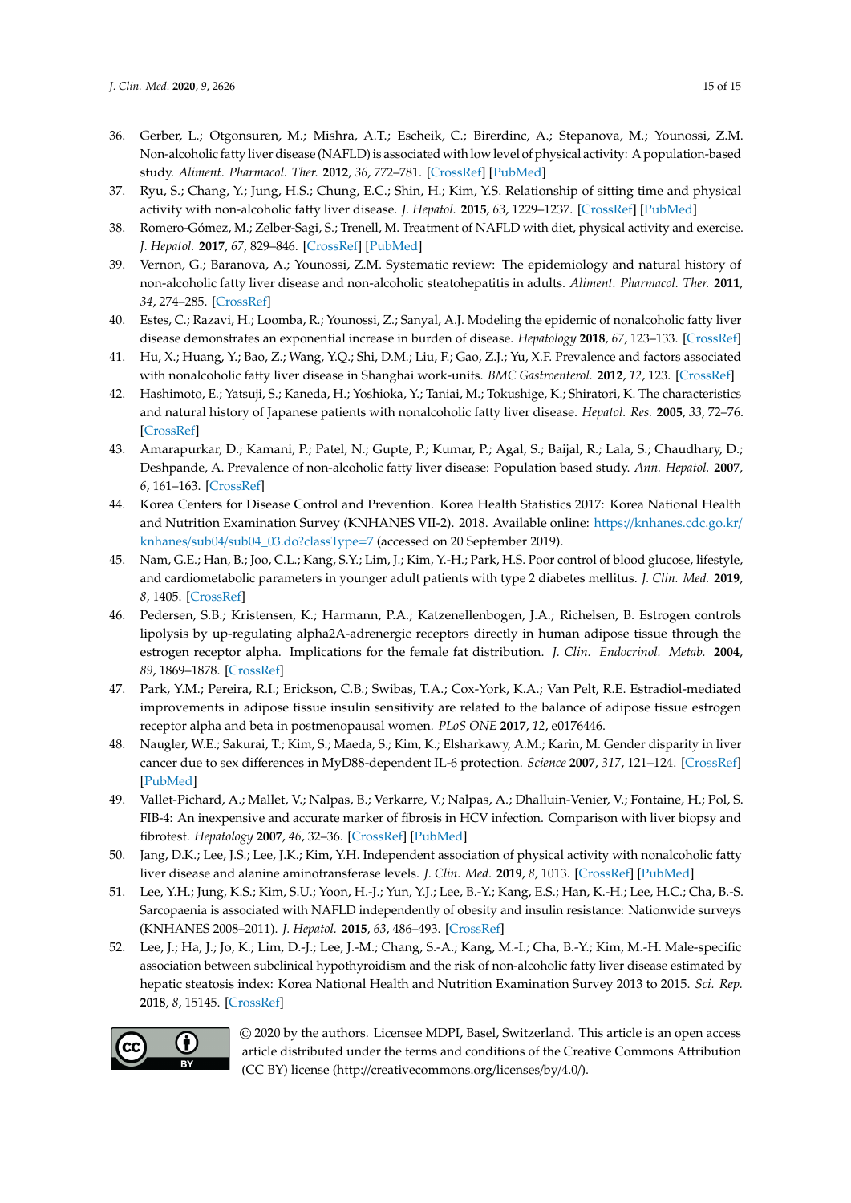36. Gerber, L.; Otgonsuren, M.; Mishra, A.T.; Escheik, C.; Birerdinc, A.; Stepanova, M.; Younossi, Z.M. Non-alcoholic fatty liver disease (NAFLD) is associated with low level of physical activity: A population-based study. *Aliment. Pharmacol. Ther.* **2012**, *36*, 772–781. [CrossRef] [PubMed]
37. Ryu, S.; Chang, Y.; Jung, H.S.; Chung, E.C.; Shin, H.; Kim, Y.S. Relationship of sitting time and physical activity with non-alcoholic fatty liver disease. *J. Hepatol.* **2015**, *63*, 1229–1237. [CrossRef] [PubMed]
38. Romero-Gómez, M.; Zelber-Sagi, S.; Trenell, M. Treatment of NAFLD with diet, physical activity and exercise. *J. Hepatol.* **2017**, *67*, 829–846. [CrossRef] [PubMed]
39. Vernon, G.; Baranova, A.; Younossi, Z.M. Systematic review: The epidemiology and natural history of non-alcoholic fatty liver disease and non-alcoholic steatohepatitis in adults. *Aliment. Pharmacol. Ther.* **2011**, *34*, 274–285. [CrossRef]
40. Estes, C.; Razavi, H.; Loomba, R.; Younossi, Z.; Sanyal, A.J. Modeling the epidemic of nonalcoholic fatty liver disease demonstrates an exponential increase in burden of disease. *Hepatology* **2018**, *67*, 123–133. [CrossRef]
41. Hu, X.; Huang, Y.; Bao, Z.; Wang, Y.Q.; Shi, D.M.; Liu, F.; Gao, Z.J.; Yu, X.F. Prevalence and factors associated with nonalcoholic fatty liver disease in Shanghai work-units. *BMC Gastroenterol.* **2012**, *12*, 123. [CrossRef]
42. Hashimoto, E.; Yatsuji, S.; Kaneda, H.; Yoshioka, Y.; Taniai, M.; Tokushige, K.; Shiratori, K. The characteristics and natural history of Japanese patients with nonalcoholic fatty liver disease. *Hepatol. Res.* **2005**, *33*, 72–76. [CrossRef]
43. Amarapurkar, D.; Kamani, P.; Patel, N.; Gupte, P.; Kumar, P.; Agal, S.; Baijal, R.; Lala, S.; Chaudhary, D.; Deshpande, A. Prevalence of non-alcoholic fatty liver disease: Population based study. *Ann. Hepatol.* **2007**, *6*, 161–163. [CrossRef]
44. Korea Centers for Disease Control and Prevention. Korea Health Statistics 2017: Korea National Health and Nutrition Examination Survey (KNHANES VII-2). 2018. Available online: https://knhanes.cdc.go.kr/knhanes/sub04/sub04_03.do?classType=7 (accessed on 20 September 2019).
45. Nam, G.E.; Han, B.; Joo, C.L.; Kang, S.Y.; Lim, J.; Kim, Y.-H.; Park, H.S. Poor control of blood glucose, lifestyle, and cardiometabolic parameters in younger adult patients with type 2 diabetes mellitus. *J. Clin. Med.* **2019**, *8*, 1405. [CrossRef]
46. Pedersen, S.B.; Kristensen, K.; Harmann, P.A.; Katzenellenbogen, J.A.; Richelsen, B. Estrogen controls lipolysis by up-regulating alpha2A-adrenergic receptors directly in human adipose tissue through the estrogen receptor alpha. Implications for the female fat distribution. *J. Clin. Endocrinol. Metab.* **2004**, *89*, 1869–1878. [CrossRef]
47. Park, Y.M.; Pereira, R.I.; Erickson, C.B.; Swibas, T.A.; Cox-York, K.A.; Van Pelt, R.E. Estradiol-mediated improvements in adipose tissue insulin sensitivity are related to the balance of adipose tissue estrogen receptor alpha and beta in postmenopausal women. *PLoS ONE* **2017**, *12*, e0176446.
48. Naugler, W.E.; Sakurai, T.; Kim, S.; Maeda, S.; Kim, K.; Elsharkawy, A.M.; Karin, M. Gender disparity in liver cancer due to sex differences in MyD88-dependent IL-6 protection. *Science* **2007**, *317*, 121–124. [CrossRef] [PubMed]
49. Vallet-Pichard, A.; Mallet, V.; Nalpas, B.; Verkarre, V.; Nalpas, A.; Dhalluin-Venier, V.; Fontaine, H.; Pol, S. FIB-4: An inexpensive and accurate marker of fibrosis in HCV infection. Comparison with liver biopsy and fibrotest. *Hepatology* **2007**, *46*, 32–36. [CrossRef] [PubMed]
50. Jang, D.K.; Lee, J.S.; Lee, J.K.; Kim, Y.H. Independent association of physical activity with nonalcoholic fatty liver disease and alanine aminotransferase levels. *J. Clin. Med.* **2019**, *8*, 1013. [CrossRef] [PubMed]
51. Lee, Y.H.; Jung, K.S.; Kim, S.U.; Yoon, H.-J.; Yun, Y.J.; Lee, B.-Y.; Kang, E.S.; Han, K.-H.; Lee, H.C.; Cha, B.-S. Sarcopaenia is associated with NAFLD independently of obesity and insulin resistance: Nationwide surveys (KNHANES 2008–2011). *J. Hepatol.* **2015**, *63*, 486–493. [CrossRef]
52. Lee, J.; Ha, J.; Jo, K.; Lim, D.-J.; Lee, J.-M.; Chang, S.-A.; Kang, M.-I.; Cha, B.-Y.; Kim, M.-H. Male-specific association between subclinical hypothyroidism and the risk of non-alcoholic fatty liver disease estimated by hepatic steatosis index: Korea National Health and Nutrition Examination Survey 2013 to 2015. *Sci. Rep.* **2018**, *8*, 15145. [CrossRef]

© 2020 by the authors. Licensee MDPI, Basel, Switzerland. This article is an open access article distributed under the terms and conditions of the Creative Commons Attribution (CC BY) license (http://creativecommons.org/licenses/by/4.0/).